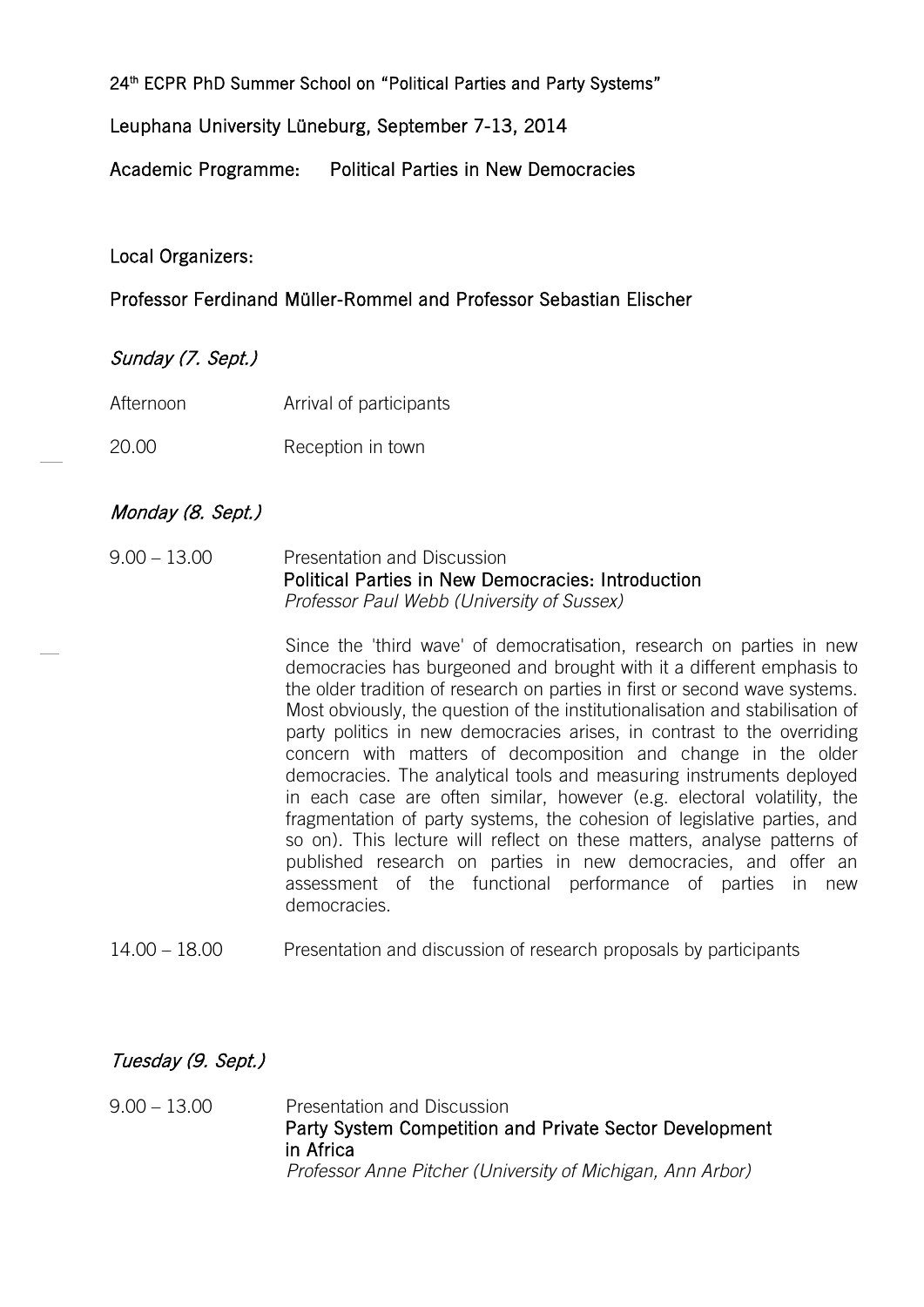24th ECPR PhD Summer School on "Political Parties and Party Systems"

Leuphana University Lüneburg, September 7-13, 2014

Academic Programme: Political Parties in New Democracies

Local Organizers:

Professor Ferdinand Müller-Rommel and Professor Sebastian Elischer

*Sunday (7. Sept.)*

Afternoon Arrival of participants

20.00 Reception in town

*Monday (8. Sept.)*

9.00 – 13.00 Presentation and Discussion
**Political Parties in New Democracies: Introduction**
*Professor Paul Webb (University of Sussex)*

Since the 'third wave' of democratisation, research on parties in new democracies has burgeoned and brought with it a different emphasis to the older tradition of research on parties in first or second wave systems. Most obviously, the question of the institutionalisation and stabilisation of party politics in new democracies arises, in contrast to the overriding concern with matters of decomposition and change in the older democracies. The analytical tools and measuring instruments deployed in each case are often similar, however (e.g. electoral volatility, the fragmentation of party systems, the cohesion of legislative parties, and so on). This lecture will reflect on these matters, analyse patterns of published research on parties in new democracies, and offer an assessment of the functional performance of parties in new democracies.

14.00 – 18.00 Presentation and discussion of research proposals by participants

*Tuesday (9. Sept.)*

9.00 – 13.00 Presentation and Discussion
**Party System Competition and Private Sector Development in Africa**
*Professor Anne Pitcher (University of Michigan, Ann Arbor)*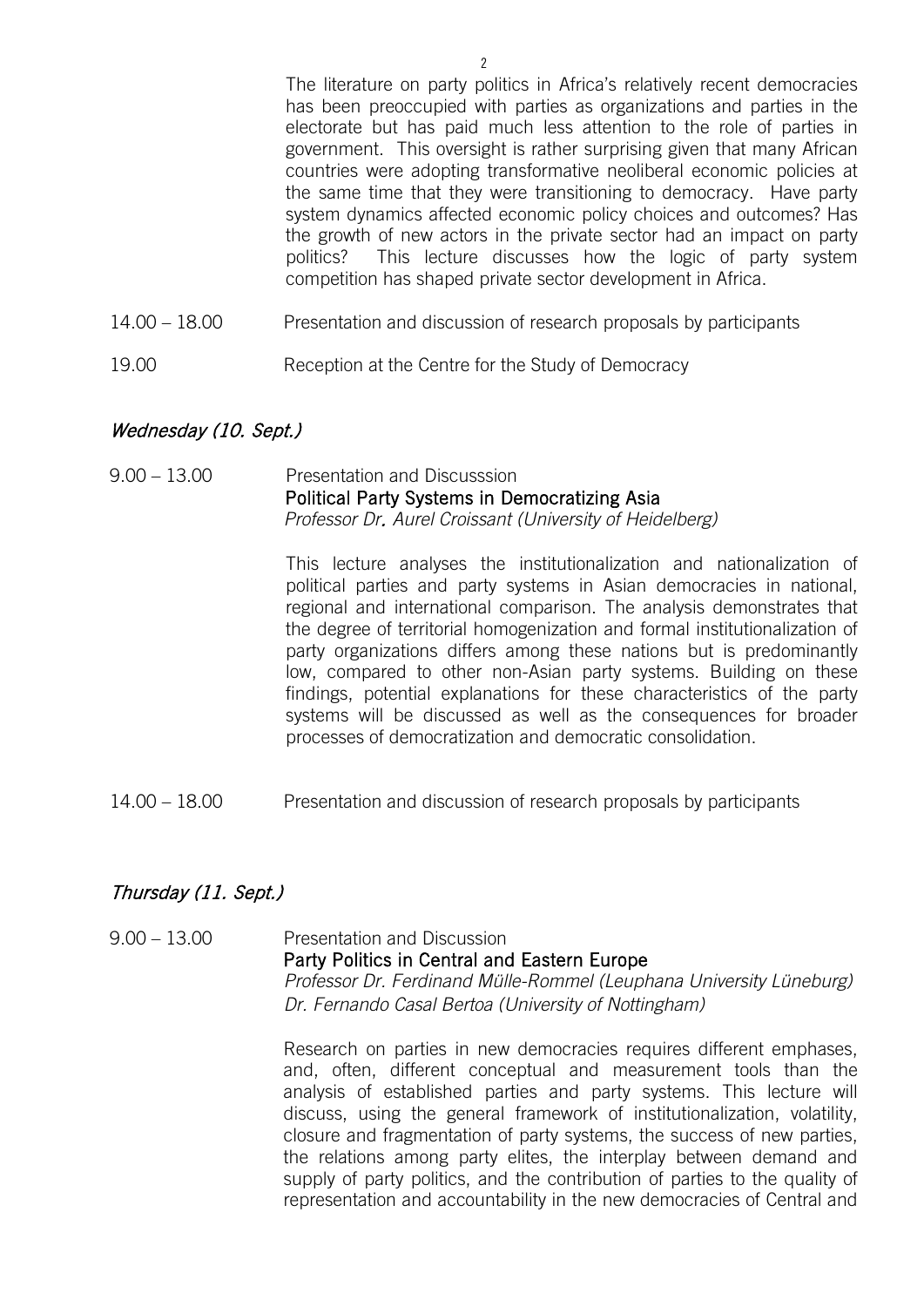The literature on party politics in Africa's relatively recent democracies has been preoccupied with parties as organizations and parties in the electorate but has paid much less attention to the role of parties in government. This oversight is rather surprising given that many African countries were adopting transformative neoliberal economic policies at the same time that they were transitioning to democracy. Have party system dynamics affected economic policy choices and outcomes? Has the growth of new actors in the private sector had an impact on party politics? This lecture discusses how the logic of party system competition has shaped private sector development in Africa.

14.00 – 18.00 Presentation and discussion of research proposals by participants

19.00 Reception at the Centre for the Study of Democracy

## *Wednesday (10. Sept.)*

9.00 – 13.00 Presentation and Discusssion

**Political Party Systems in Democratizing Asia**

*Professor Dr. Aurel Croissant (University of Heidelberg)*

This lecture analyses the institutionalization and nationalization of political parties and party systems in Asian democracies in national, regional and international comparison. The analysis demonstrates that the degree of territorial homogenization and formal institutionalization of party organizations differs among these nations but is predominantly low, compared to other non-Asian party systems. Building on these findings, potential explanations for these characteristics of the party systems will be discussed as well as the consequences for broader processes of democratization and democratic consolidation.

14.00 – 18.00 Presentation and discussion of research proposals by participants

## *Thursday (11. Sept.)*

9.00 – 13.00 Presentation and Discussion

**Party Politics in Central and Eastern Europe**

*Professor Dr. Ferdinand Mülle-Rommel (Leuphana University Lüneburg)*
*Dr. Fernando Casal Bertoa (University of Nottingham)*

Research on parties in new democracies requires different emphases, and, often, different conceptual and measurement tools than the analysis of established parties and party systems. This lecture will discuss, using the general framework of institutionalization, volatility, closure and fragmentation of party systems, the success of new parties, the relations among party elites, the interplay between demand and supply of party politics, and the contribution of parties to the quality of representation and accountability in the new democracies of Central and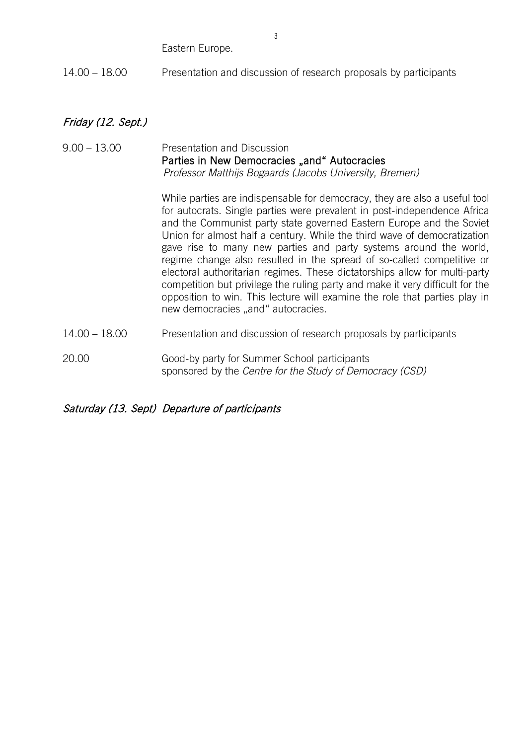Eastern Europe.

14.00 – 18.00 Presentation and discussion of research proposals by participants

*Friday (12. Sept.)*

9.00 – 13.00 Presentation and Discussion
**Parties in New Democracies „and" Autocracies**
*Professor Matthijs Bogaards (Jacobs University, Bremen)*

While parties are indispensable for democracy, they are also a useful tool for autocrats. Single parties were prevalent in post-independence Africa and the Communist party state governed Eastern Europe and the Soviet Union for almost half a century. While the third wave of democratization gave rise to many new parties and party systems around the world, regime change also resulted in the spread of so-called competitive or electoral authoritarian regimes. These dictatorships allow for multi-party competition but privilege the ruling party and make it very difficult for the opposition to win. This lecture will examine the role that parties play in new democracies „and" autocracies.

14.00 – 18.00 Presentation and discussion of research proposals by participants

20.00 Good-by party for Summer School participants
sponsored by the *Centre for the Study of Democracy (CSD)*

*Saturday (13. Sept) Departure of participants*